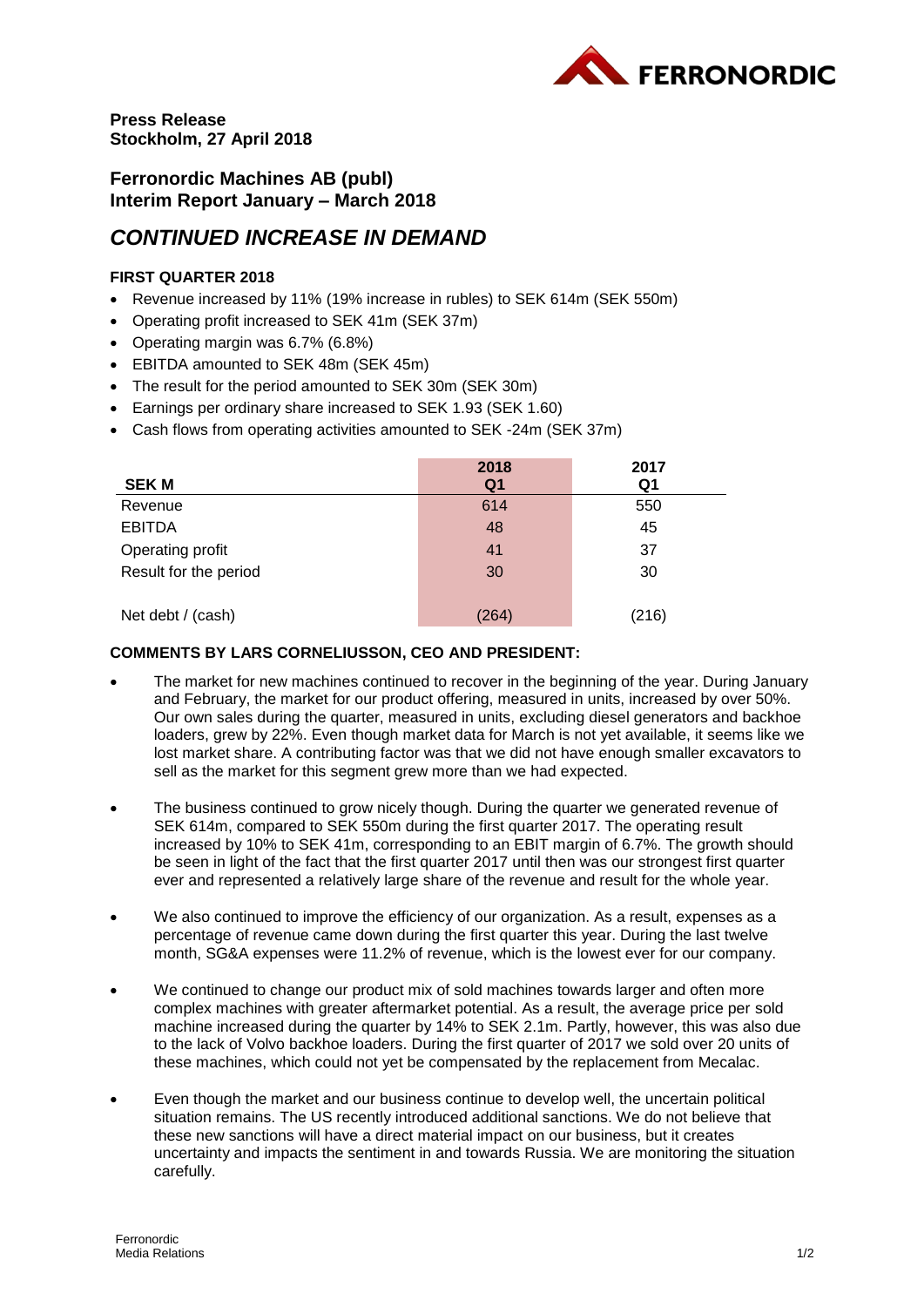**Press Release**
**Stockholm, 27 April 2018**

## Ferronordic Machines AB (publ)
## Interim Report January – March 2018

# *CONTINUED INCREASE IN DEMAND*

### FIRST QUARTER 2018

- Revenue increased by 11% (19% increase in rubles) to SEK 614m (SEK 550m)
- Operating profit increased to SEK 41m (SEK 37m)
- Operating margin was 6.7% (6.8%)
- EBITDA amounted to SEK 48m (SEK 45m)
- The result for the period amounted to SEK 30m (SEK 30m)
- Earnings per ordinary share increased to SEK 1.93 (SEK 1.60)
- Cash flows from operating activities amounted to SEK -24m (SEK 37m)

| SEK M | 2018 Q1 | 2017 Q1 |
|---|---|---|
| Revenue | 614 | 550 |
| EBITDA | 48 | 45 |
| Operating profit | 41 | 37 |
| Result for the period | 30 | 30 |
| | | |
| Net debt / (cash) | (264) | (216) |

### COMMENTS BY LARS CORNELIUSSON, CEO AND PRESIDENT:

- The market for new machines continued to recover in the beginning of the year. During January and February, the market for our product offering, measured in units, increased by over 50%. Our own sales during the quarter, measured in units, excluding diesel generators and backhoe loaders, grew by 22%. Even though market data for March is not yet available, it seems like we lost market share. A contributing factor was that we did not have enough smaller excavators to sell as the market for this segment grew more than we had expected.

- The business continued to grow nicely though. During the quarter we generated revenue of SEK 614m, compared to SEK 550m during the first quarter 2017. The operating result increased by 10% to SEK 41m, corresponding to an EBIT margin of 6.7%. The growth should be seen in light of the fact that the first quarter 2017 until then was our strongest first quarter ever and represented a relatively large share of the revenue and result for the whole year.

- We also continued to improve the efficiency of our organization. As a result, expenses as a percentage of revenue came down during the first quarter this year. During the last twelve month, SG&A expenses were 11.2% of revenue, which is the lowest ever for our company.

- We continued to change our product mix of sold machines towards larger and often more complex machines with greater aftermarket potential. As a result, the average price per sold machine increased during the quarter by 14% to SEK 2.1m. Partly, however, this was also due to the lack of Volvo backhoe loaders. During the first quarter of 2017 we sold over 20 units of these machines, which could not yet be compensated by the replacement from Mecalac.

- Even though the market and our business continue to develop well, the uncertain political situation remains. The US recently introduced additional sanctions. We do not believe that these new sanctions will have a direct material impact on our business, but it creates uncertainty and impacts the sentiment in and towards Russia. We are monitoring the situation carefully.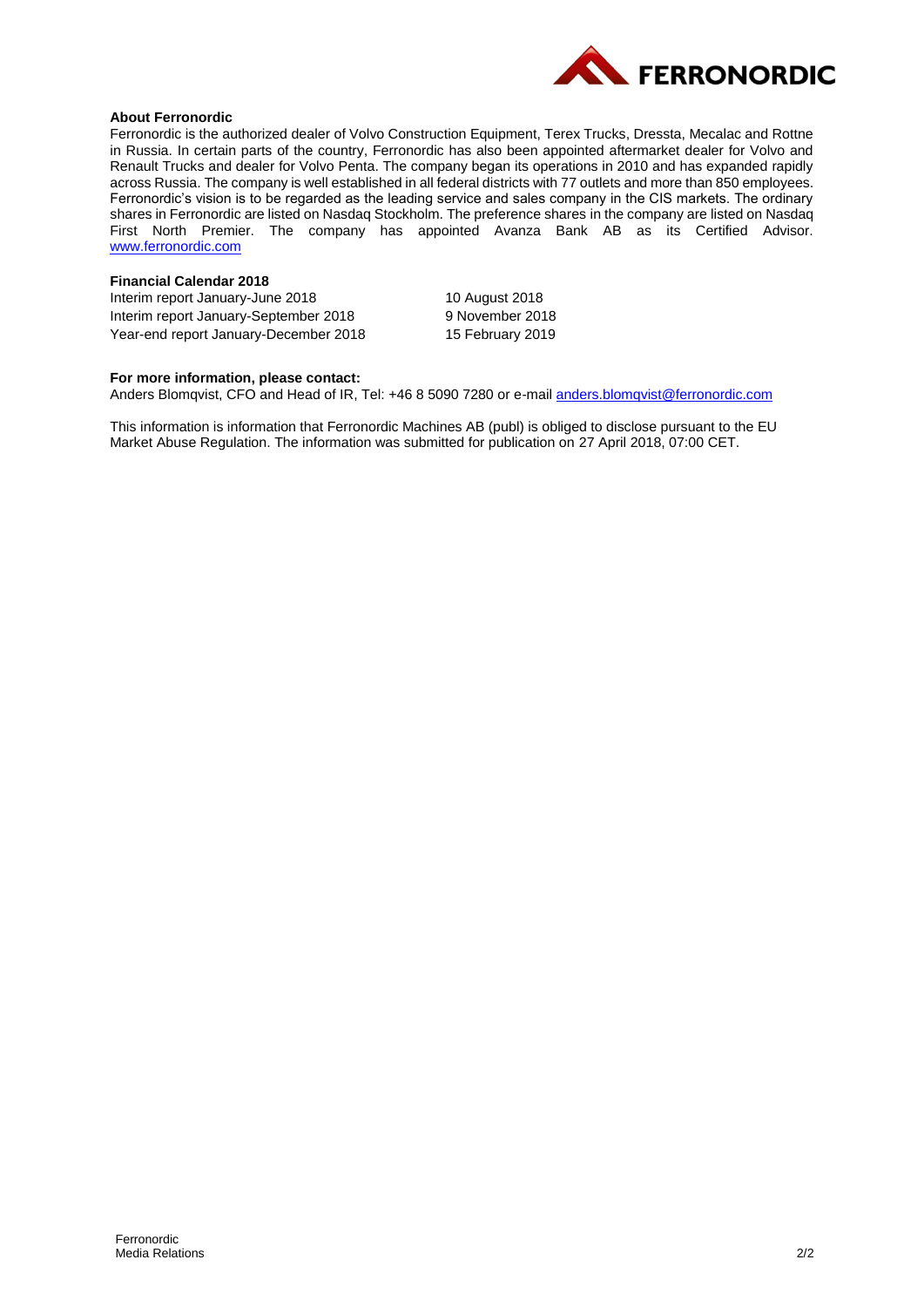**About Ferronordic**

Ferronordic is the authorized dealer of Volvo Construction Equipment, Terex Trucks, Dressta, Mecalac and Rottne in Russia. In certain parts of the country, Ferronordic has also been appointed aftermarket dealer for Volvo and Renault Trucks and dealer for Volvo Penta. The company began its operations in 2010 and has expanded rapidly across Russia. The company is well established in all federal districts with 77 outlets and more than 850 employees. Ferronordic's vision is to be regarded as the leading service and sales company in the CIS markets. The ordinary shares in Ferronordic are listed on Nasdaq Stockholm. The preference shares in the company are listed on Nasdaq First North Premier. The company has appointed Avanza Bank AB as its Certified Advisor. www.ferronordic.com

**Financial Calendar 2018**

| | |
|---|---|
| Interim report January-June 2018 | 10 August 2018 |
| Interim report January-September 2018 | 9 November 2018 |
| Year-end report January-December 2018 | 15 February 2019 |

**For more information, please contact:**

Anders Blomqvist, CFO and Head of IR, Tel: +46 8 5090 7280 or e-mail anders.blomqvist@ferronordic.com

This information is information that Ferronordic Machines AB (publ) is obliged to disclose pursuant to the EU Market Abuse Regulation. The information was submitted for publication on 27 April 2018, 07:00 CET.